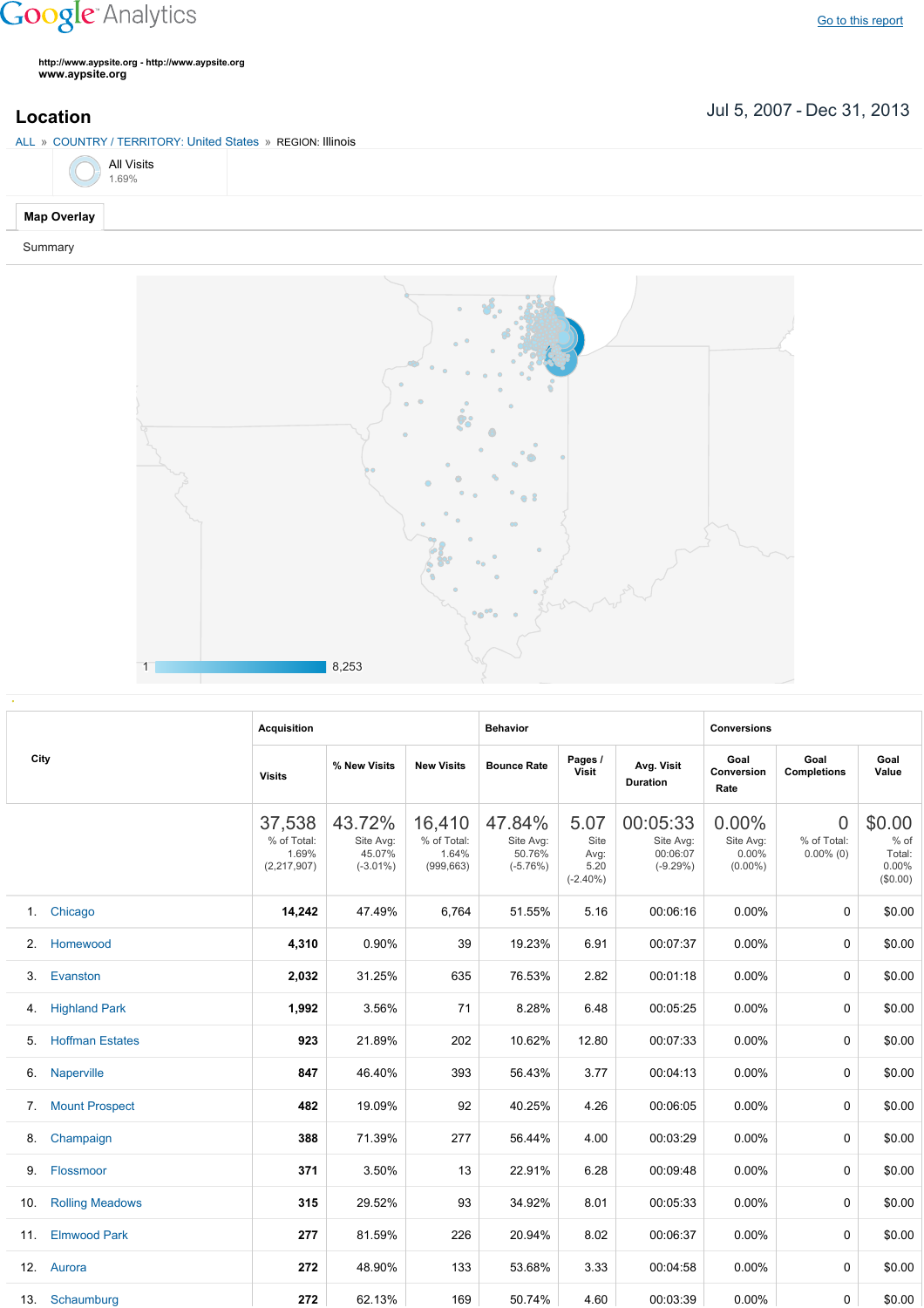Google Analytics

Go to this report

http://www.aypsite.org - http://www.aypsite.org
www.aypsite.org

## Location

Jul 5, 2007 - Dec 31, 2013

ALL » COUNTRY / TERRITORY: United States » REGION: Illinois

All Visits
1.69%

**Map Overlay**

Summary

1 — 8,253

| City | Acquisition | | | Behavior | | | Conversions | | |
|---|---|---|---|---|---|---|---|---|---|
| | Visits | % New Visits | New Visits | Bounce Rate | Pages / Visit | Avg. Visit Duration | Goal Conversion Rate | Goal Completions | Goal Value |
| | 37,538 % of Total: 1.69% (2,217,907) | 43.72% Site Avg: 45.07% (-3.01%) | 16,410 % of Total: 1.64% (999,663) | 47.84% Site Avg: 50.76% (-5.76%) | 5.07 Site Avg: 5.20 (-2.40%) | 00:05:33 Site Avg: 00:06:07 (-9.29%) | 0.00% Site Avg: 0.00% (0.00%) | 0 % of Total: 0.00% (0) | $0.00 % of Total: 0.00% ($0.00) |
| 1. Chicago | 14,242 | 47.49% | 6,764 | 51.55% | 5.16 | 00:06:16 | 0.00% | 0 | $0.00 |
| 2. Homewood | 4,310 | 0.90% | 39 | 19.23% | 6.91 | 00:07:37 | 0.00% | 0 | $0.00 |
| 3. Evanston | 2,032 | 31.25% | 635 | 76.53% | 2.82 | 00:01:18 | 0.00% | 0 | $0.00 |
| 4. Highland Park | 1,992 | 3.56% | 71 | 8.28% | 6.48 | 00:05:25 | 0.00% | 0 | $0.00 |
| 5. Hoffman Estates | 923 | 21.89% | 202 | 10.62% | 12.80 | 00:07:33 | 0.00% | 0 | $0.00 |
| 6. Naperville | 847 | 46.40% | 393 | 56.43% | 3.77 | 00:04:13 | 0.00% | 0 | $0.00 |
| 7. Mount Prospect | 482 | 19.09% | 92 | 40.25% | 4.26 | 00:06:05 | 0.00% | 0 | $0.00 |
| 8. Champaign | 388 | 71.39% | 277 | 56.44% | 4.00 | 00:03:29 | 0.00% | 0 | $0.00 |
| 9. Flossmoor | 371 | 3.50% | 13 | 22.91% | 6.28 | 00:09:48 | 0.00% | 0 | $0.00 |
| 10. Rolling Meadows | 315 | 29.52% | 93 | 34.92% | 8.01 | 00:05:33 | 0.00% | 0 | $0.00 |
| 11. Elmwood Park | 277 | 81.59% | 226 | 20.94% | 8.02 | 00:06:37 | 0.00% | 0 | $0.00 |
| 12. Aurora | 272 | 48.90% | 133 | 53.68% | 3.33 | 00:04:58 | 0.00% | 0 | $0.00 |
| 13. Schaumburg | 272 | 62.13% | 169 | 50.74% | 4.60 | 00:03:39 | 0.00% | 0 | $0.00 |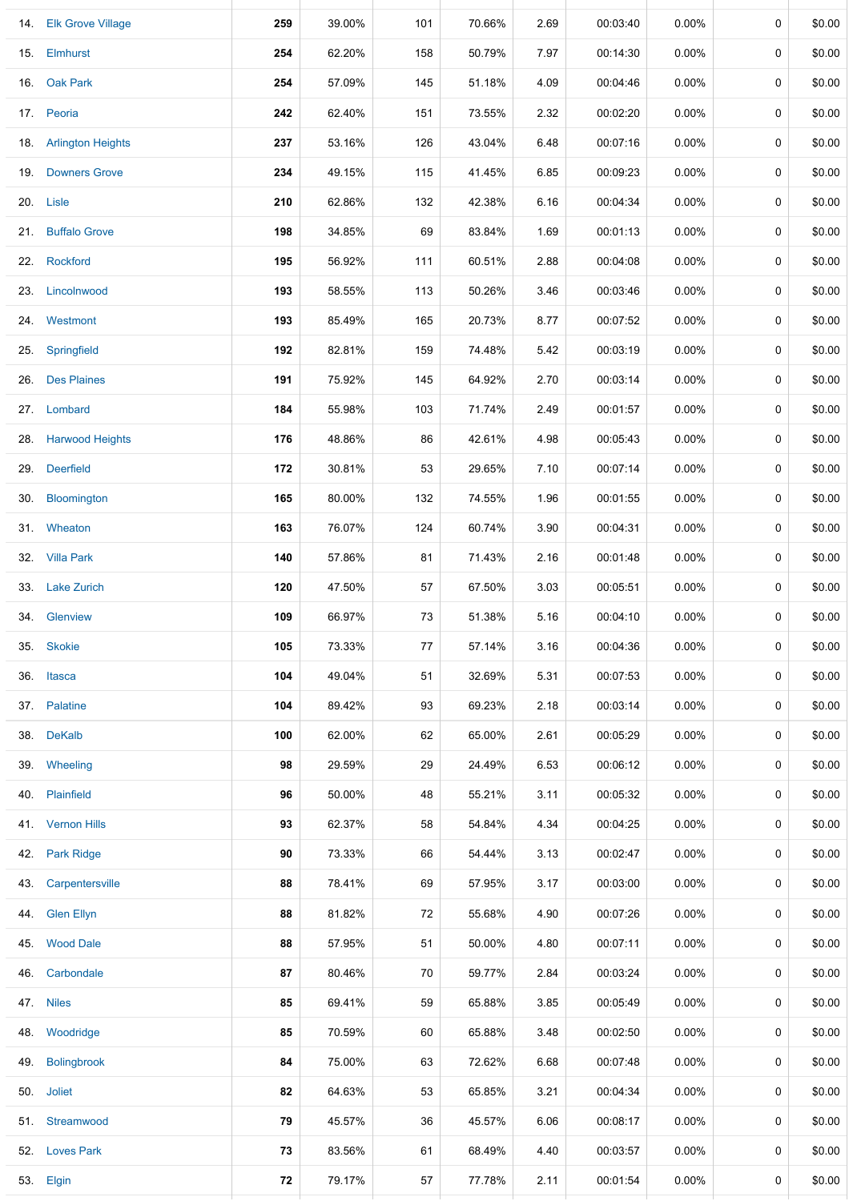| | | | | | | | | | | |
|---|---|---|---|---|---|---|---|---|---|---|
| 14. | Elk Grove Village | **259** | 39.00% | 101 | 70.66% | 2.69 | 00:03:40 | 0.00% | 0 | $0.00 |
| 15. | Elmhurst | **254** | 62.20% | 158 | 50.79% | 7.97 | 00:14:30 | 0.00% | 0 | $0.00 |
| 16. | Oak Park | **254** | 57.09% | 145 | 51.18% | 4.09 | 00:04:46 | 0.00% | 0 | $0.00 |
| 17. | Peoria | **242** | 62.40% | 151 | 73.55% | 2.32 | 00:02:20 | 0.00% | 0 | $0.00 |
| 18. | Arlington Heights | **237** | 53.16% | 126 | 43.04% | 6.48 | 00:07:16 | 0.00% | 0 | $0.00 |
| 19. | Downers Grove | **234** | 49.15% | 115 | 41.45% | 6.85 | 00:09:23 | 0.00% | 0 | $0.00 |
| 20. | Lisle | **210** | 62.86% | 132 | 42.38% | 6.16 | 00:04:34 | 0.00% | 0 | $0.00 |
| 21. | Buffalo Grove | **198** | 34.85% | 69 | 83.84% | 1.69 | 00:01:13 | 0.00% | 0 | $0.00 |
| 22. | Rockford | **195** | 56.92% | 111 | 60.51% | 2.88 | 00:04:08 | 0.00% | 0 | $0.00 |
| 23. | Lincolnwood | **193** | 58.55% | 113 | 50.26% | 3.46 | 00:03:46 | 0.00% | 0 | $0.00 |
| 24. | Westmont | **193** | 85.49% | 165 | 20.73% | 8.77 | 00:07:52 | 0.00% | 0 | $0.00 |
| 25. | Springfield | **192** | 82.81% | 159 | 74.48% | 5.42 | 00:03:19 | 0.00% | 0 | $0.00 |
| 26. | Des Plaines | **191** | 75.92% | 145 | 64.92% | 2.70 | 00:03:14 | 0.00% | 0 | $0.00 |
| 27. | Lombard | **184** | 55.98% | 103 | 71.74% | 2.49 | 00:01:57 | 0.00% | 0 | $0.00 |
| 28. | Harwood Heights | **176** | 48.86% | 86 | 42.61% | 4.98 | 00:05:43 | 0.00% | 0 | $0.00 |
| 29. | Deerfield | **172** | 30.81% | 53 | 29.65% | 7.10 | 00:07:14 | 0.00% | 0 | $0.00 |
| 30. | Bloomington | **165** | 80.00% | 132 | 74.55% | 1.96 | 00:01:55 | 0.00% | 0 | $0.00 |
| 31. | Wheaton | **163** | 76.07% | 124 | 60.74% | 3.90 | 00:04:31 | 0.00% | 0 | $0.00 |
| 32. | Villa Park | **140** | 57.86% | 81 | 71.43% | 2.16 | 00:01:48 | 0.00% | 0 | $0.00 |
| 33. | Lake Zurich | **120** | 47.50% | 57 | 67.50% | 3.03 | 00:05:51 | 0.00% | 0 | $0.00 |
| 34. | Glenview | **109** | 66.97% | 73 | 51.38% | 5.16 | 00:04:10 | 0.00% | 0 | $0.00 |
| 35. | Skokie | **105** | 73.33% | 77 | 57.14% | 3.16 | 00:04:36 | 0.00% | 0 | $0.00 |
| 36. | Itasca | **104** | 49.04% | 51 | 32.69% | 5.31 | 00:07:53 | 0.00% | 0 | $0.00 |
| 37. | Palatine | **104** | 89.42% | 93 | 69.23% | 2.18 | 00:03:14 | 0.00% | 0 | $0.00 |
| 38. | DeKalb | **100** | 62.00% | 62 | 65.00% | 2.61 | 00:05:29 | 0.00% | 0 | $0.00 |
| 39. | Wheeling | **98** | 29.59% | 29 | 24.49% | 6.53 | 00:06:12 | 0.00% | 0 | $0.00 |
| 40. | Plainfield | **96** | 50.00% | 48 | 55.21% | 3.11 | 00:05:32 | 0.00% | 0 | $0.00 |
| 41. | Vernon Hills | **93** | 62.37% | 58 | 54.84% | 4.34 | 00:04:25 | 0.00% | 0 | $0.00 |
| 42. | Park Ridge | **90** | 73.33% | 66 | 54.44% | 3.13 | 00:02:47 | 0.00% | 0 | $0.00 |
| 43. | Carpentersville | **88** | 78.41% | 69 | 57.95% | 3.17 | 00:03:00 | 0.00% | 0 | $0.00 |
| 44. | Glen Ellyn | **88** | 81.82% | 72 | 55.68% | 4.90 | 00:07:26 | 0.00% | 0 | $0.00 |
| 45. | Wood Dale | **88** | 57.95% | 51 | 50.00% | 4.80 | 00:07:11 | 0.00% | 0 | $0.00 |
| 46. | Carbondale | **87** | 80.46% | 70 | 59.77% | 2.84 | 00:03:24 | 0.00% | 0 | $0.00 |
| 47. | Niles | **85** | 69.41% | 59 | 65.88% | 3.85 | 00:05:49 | 0.00% | 0 | $0.00 |
| 48. | Woodridge | **85** | 70.59% | 60 | 65.88% | 3.48 | 00:02:50 | 0.00% | 0 | $0.00 |
| 49. | Bolingbrook | **84** | 75.00% | 63 | 72.62% | 6.68 | 00:07:48 | 0.00% | 0 | $0.00 |
| 50. | Joliet | **82** | 64.63% | 53 | 65.85% | 3.21 | 00:04:34 | 0.00% | 0 | $0.00 |
| 51. | Streamwood | **79** | 45.57% | 36 | 45.57% | 6.06 | 00:08:17 | 0.00% | 0 | $0.00 |
| 52. | Loves Park | **73** | 83.56% | 61 | 68.49% | 4.40 | 00:03:57 | 0.00% | 0 | $0.00 |
| 53. | Elgin | **72** | 79.17% | 57 | 77.78% | 2.11 | 00:01:54 | 0.00% | 0 | $0.00 |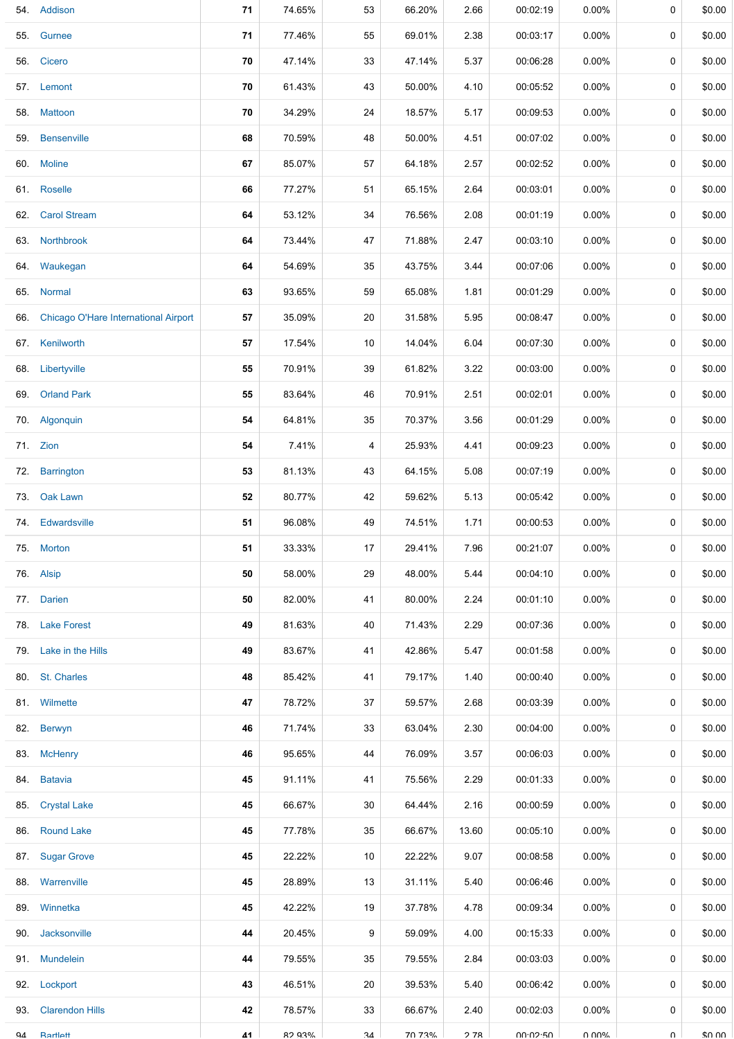| | | | | | | | | | | |
|---|---|---|---|---|---|---|---|---|---|---|
| 54. | Addison | **71** | 74.65% | 53 | 66.20% | 2.66 | 00:02:19 | 0.00% | 0 | $0.00 |
| 55. | Gurnee | **71** | 77.46% | 55 | 69.01% | 2.38 | 00:03:17 | 0.00% | 0 | $0.00 |
| 56. | Cicero | **70** | 47.14% | 33 | 47.14% | 5.37 | 00:06:28 | 0.00% | 0 | $0.00 |
| 57. | Lemont | **70** | 61.43% | 43 | 50.00% | 4.10 | 00:05:52 | 0.00% | 0 | $0.00 |
| 58. | Mattoon | **70** | 34.29% | 24 | 18.57% | 5.17 | 00:09:53 | 0.00% | 0 | $0.00 |
| 59. | Bensenville | **68** | 70.59% | 48 | 50.00% | 4.51 | 00:07:02 | 0.00% | 0 | $0.00 |
| 60. | Moline | **67** | 85.07% | 57 | 64.18% | 2.57 | 00:02:52 | 0.00% | 0 | $0.00 |
| 61. | Roselle | **66** | 77.27% | 51 | 65.15% | 2.64 | 00:03:01 | 0.00% | 0 | $0.00 |
| 62. | Carol Stream | **64** | 53.12% | 34 | 76.56% | 2.08 | 00:01:19 | 0.00% | 0 | $0.00 |
| 63. | Northbrook | **64** | 73.44% | 47 | 71.88% | 2.47 | 00:03:10 | 0.00% | 0 | $0.00 |
| 64. | Waukegan | **64** | 54.69% | 35 | 43.75% | 3.44 | 00:07:06 | 0.00% | 0 | $0.00 |
| 65. | Normal | **63** | 93.65% | 59 | 65.08% | 1.81 | 00:01:29 | 0.00% | 0 | $0.00 |
| 66. | Chicago O'Hare International Airport | **57** | 35.09% | 20 | 31.58% | 5.95 | 00:08:47 | 0.00% | 0 | $0.00 |
| 67. | Kenilworth | **57** | 17.54% | 10 | 14.04% | 6.04 | 00:07:30 | 0.00% | 0 | $0.00 |
| 68. | Libertyville | **55** | 70.91% | 39 | 61.82% | 3.22 | 00:03:00 | 0.00% | 0 | $0.00 |
| 69. | Orland Park | **55** | 83.64% | 46 | 70.91% | 2.51 | 00:02:01 | 0.00% | 0 | $0.00 |
| 70. | Algonquin | **54** | 64.81% | 35 | 70.37% | 3.56 | 00:01:29 | 0.00% | 0 | $0.00 |
| 71. | Zion | **54** | 7.41% | 4 | 25.93% | 4.41 | 00:09:23 | 0.00% | 0 | $0.00 |
| 72. | Barrington | **53** | 81.13% | 43 | 64.15% | 5.08 | 00:07:19 | 0.00% | 0 | $0.00 |
| 73. | Oak Lawn | **52** | 80.77% | 42 | 59.62% | 5.13 | 00:05:42 | 0.00% | 0 | $0.00 |
| 74. | Edwardsville | **51** | 96.08% | 49 | 74.51% | 1.71 | 00:00:53 | 0.00% | 0 | $0.00 |
| 75. | Morton | **51** | 33.33% | 17 | 29.41% | 7.96 | 00:21:07 | 0.00% | 0 | $0.00 |
| 76. | Alsip | **50** | 58.00% | 29 | 48.00% | 5.44 | 00:04:10 | 0.00% | 0 | $0.00 |
| 77. | Darien | **50** | 82.00% | 41 | 80.00% | 2.24 | 00:01:10 | 0.00% | 0 | $0.00 |
| 78. | Lake Forest | **49** | 81.63% | 40 | 71.43% | 2.29 | 00:07:36 | 0.00% | 0 | $0.00 |
| 79. | Lake in the Hills | **49** | 83.67% | 41 | 42.86% | 5.47 | 00:01:58 | 0.00% | 0 | $0.00 |
| 80. | St. Charles | **48** | 85.42% | 41 | 79.17% | 1.40 | 00:00:40 | 0.00% | 0 | $0.00 |
| 81. | Wilmette | **47** | 78.72% | 37 | 59.57% | 2.68 | 00:03:39 | 0.00% | 0 | $0.00 |
| 82. | Berwyn | **46** | 71.74% | 33 | 63.04% | 2.30 | 00:04:00 | 0.00% | 0 | $0.00 |
| 83. | McHenry | **46** | 95.65% | 44 | 76.09% | 3.57 | 00:06:03 | 0.00% | 0 | $0.00 |
| 84. | Batavia | **45** | 91.11% | 41 | 75.56% | 2.29 | 00:01:33 | 0.00% | 0 | $0.00 |
| 85. | Crystal Lake | **45** | 66.67% | 30 | 64.44% | 2.16 | 00:00:59 | 0.00% | 0 | $0.00 |
| 86. | Round Lake | **45** | 77.78% | 35 | 66.67% | 13.60 | 00:05:10 | 0.00% | 0 | $0.00 |
| 87. | Sugar Grove | **45** | 22.22% | 10 | 22.22% | 9.07 | 00:08:58 | 0.00% | 0 | $0.00 |
| 88. | Warrenville | **45** | 28.89% | 13 | 31.11% | 5.40 | 00:06:46 | 0.00% | 0 | $0.00 |
| 89. | Winnetka | **45** | 42.22% | 19 | 37.78% | 4.78 | 00:09:34 | 0.00% | 0 | $0.00 |
| 90. | Jacksonville | **44** | 20.45% | 9 | 59.09% | 4.00 | 00:15:33 | 0.00% | 0 | $0.00 |
| 91. | Mundelein | **44** | 79.55% | 35 | 79.55% | 2.84 | 00:03:03 | 0.00% | 0 | $0.00 |
| 92. | Lockport | **43** | 46.51% | 20 | 39.53% | 5.40 | 00:06:42 | 0.00% | 0 | $0.00 |
| 93. | Clarendon Hills | **42** | 78.57% | 33 | 66.67% | 2.40 | 00:02:03 | 0.00% | 0 | $0.00 |
| 94. | Bartlett | **41** | 82.93% | 34 | 70.73% | 2.78 | 00:02:50 | 0.00% | 0 | $0.00 |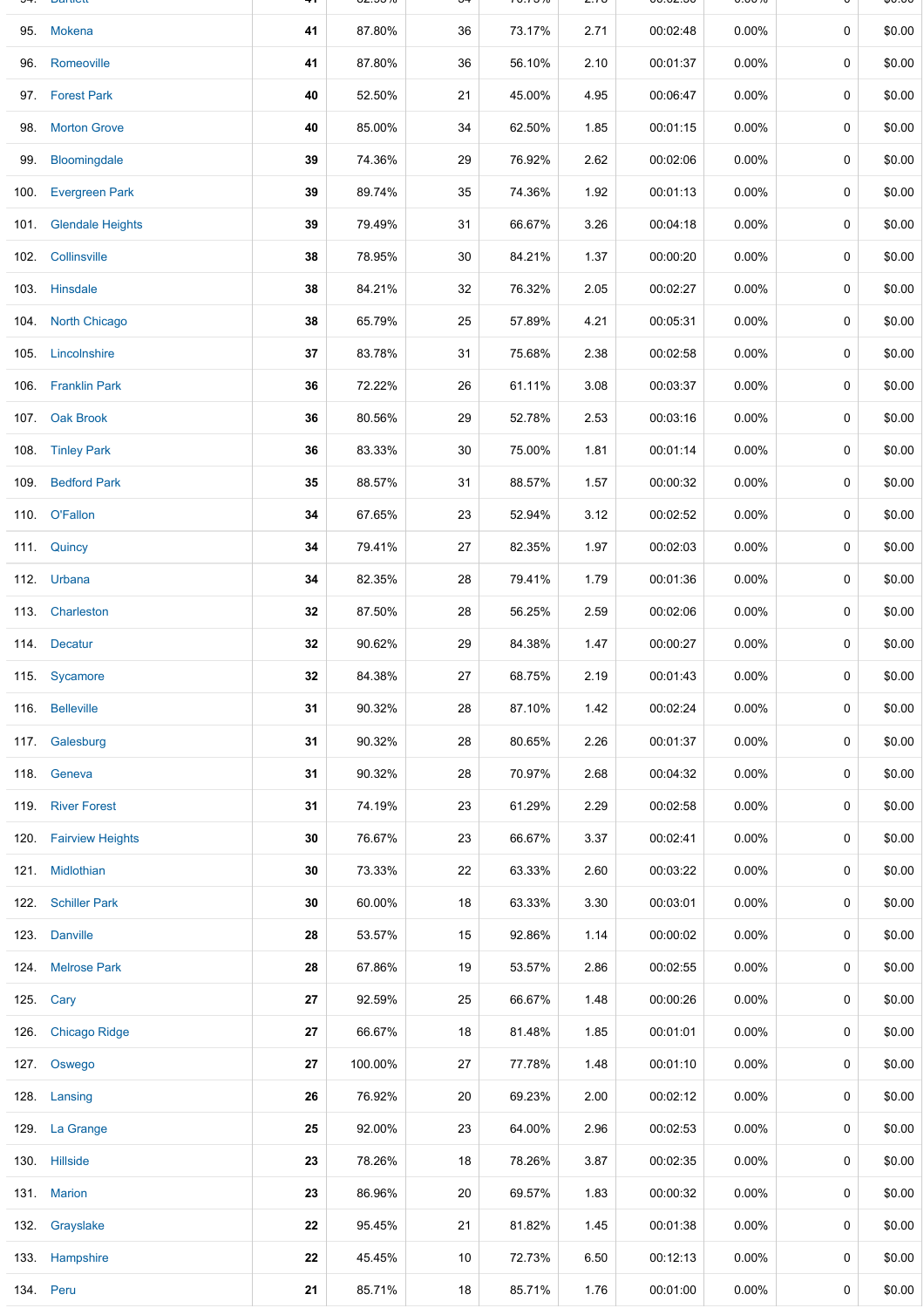| | | | | | | | | | | |
|---|---|---|---|---|---|---|---|---|---|---|
| 95. | Mokena | 41 | 87.80% | 36 | 73.17% | 2.71 | 00:02:48 | 0.00% | 0 | $0.00 |
| 96. | Romeoville | 41 | 87.80% | 36 | 56.10% | 2.10 | 00:01:37 | 0.00% | 0 | $0.00 |
| 97. | Forest Park | 40 | 52.50% | 21 | 45.00% | 4.95 | 00:06:47 | 0.00% | 0 | $0.00 |
| 98. | Morton Grove | 40 | 85.00% | 34 | 62.50% | 1.85 | 00:01:15 | 0.00% | 0 | $0.00 |
| 99. | Bloomingdale | 39 | 74.36% | 29 | 76.92% | 2.62 | 00:02:06 | 0.00% | 0 | $0.00 |
| 100. | Evergreen Park | 39 | 89.74% | 35 | 74.36% | 1.92 | 00:01:13 | 0.00% | 0 | $0.00 |
| 101. | Glendale Heights | 39 | 79.49% | 31 | 66.67% | 3.26 | 00:04:18 | 0.00% | 0 | $0.00 |
| 102. | Collinsville | 38 | 78.95% | 30 | 84.21% | 1.37 | 00:00:20 | 0.00% | 0 | $0.00 |
| 103. | Hinsdale | 38 | 84.21% | 32 | 76.32% | 2.05 | 00:02:27 | 0.00% | 0 | $0.00 |
| 104. | North Chicago | 38 | 65.79% | 25 | 57.89% | 4.21 | 00:05:31 | 0.00% | 0 | $0.00 |
| 105. | Lincolnshire | 37 | 83.78% | 31 | 75.68% | 2.38 | 00:02:58 | 0.00% | 0 | $0.00 |
| 106. | Franklin Park | 36 | 72.22% | 26 | 61.11% | 3.08 | 00:03:37 | 0.00% | 0 | $0.00 |
| 107. | Oak Brook | 36 | 80.56% | 29 | 52.78% | 2.53 | 00:03:16 | 0.00% | 0 | $0.00 |
| 108. | Tinley Park | 36 | 83.33% | 30 | 75.00% | 1.81 | 00:01:14 | 0.00% | 0 | $0.00 |
| 109. | Bedford Park | 35 | 88.57% | 31 | 88.57% | 1.57 | 00:00:32 | 0.00% | 0 | $0.00 |
| 110. | O'Fallon | 34 | 67.65% | 23 | 52.94% | 3.12 | 00:02:52 | 0.00% | 0 | $0.00 |
| 111. | Quincy | 34 | 79.41% | 27 | 82.35% | 1.97 | 00:02:03 | 0.00% | 0 | $0.00 |
| 112. | Urbana | 34 | 82.35% | 28 | 79.41% | 1.79 | 00:01:36 | 0.00% | 0 | $0.00 |
| 113. | Charleston | 32 | 87.50% | 28 | 56.25% | 2.59 | 00:02:06 | 0.00% | 0 | $0.00 |
| 114. | Decatur | 32 | 90.62% | 29 | 84.38% | 1.47 | 00:00:27 | 0.00% | 0 | $0.00 |
| 115. | Sycamore | 32 | 84.38% | 27 | 68.75% | 2.19 | 00:01:43 | 0.00% | 0 | $0.00 |
| 116. | Belleville | 31 | 90.32% | 28 | 87.10% | 1.42 | 00:02:24 | 0.00% | 0 | $0.00 |
| 117. | Galesburg | 31 | 90.32% | 28 | 80.65% | 2.26 | 00:01:37 | 0.00% | 0 | $0.00 |
| 118. | Geneva | 31 | 90.32% | 28 | 70.97% | 2.68 | 00:04:32 | 0.00% | 0 | $0.00 |
| 119. | River Forest | 31 | 74.19% | 23 | 61.29% | 2.29 | 00:02:58 | 0.00% | 0 | $0.00 |
| 120. | Fairview Heights | 30 | 76.67% | 23 | 66.67% | 3.37 | 00:02:41 | 0.00% | 0 | $0.00 |
| 121. | Midlothian | 30 | 73.33% | 22 | 63.33% | 2.60 | 00:03:22 | 0.00% | 0 | $0.00 |
| 122. | Schiller Park | 30 | 60.00% | 18 | 63.33% | 3.30 | 00:03:01 | 0.00% | 0 | $0.00 |
| 123. | Danville | 28 | 53.57% | 15 | 92.86% | 1.14 | 00:00:02 | 0.00% | 0 | $0.00 |
| 124. | Melrose Park | 28 | 67.86% | 19 | 53.57% | 2.86 | 00:02:55 | 0.00% | 0 | $0.00 |
| 125. | Cary | 27 | 92.59% | 25 | 66.67% | 1.48 | 00:00:26 | 0.00% | 0 | $0.00 |
| 126. | Chicago Ridge | 27 | 66.67% | 18 | 81.48% | 1.85 | 00:01:01 | 0.00% | 0 | $0.00 |
| 127. | Oswego | 27 | 100.00% | 27 | 77.78% | 1.48 | 00:01:10 | 0.00% | 0 | $0.00 |
| 128. | Lansing | 26 | 76.92% | 20 | 69.23% | 2.00 | 00:02:12 | 0.00% | 0 | $0.00 |
| 129. | La Grange | 25 | 92.00% | 23 | 64.00% | 2.96 | 00:02:53 | 0.00% | 0 | $0.00 |
| 130. | Hillside | 23 | 78.26% | 18 | 78.26% | 3.87 | 00:02:35 | 0.00% | 0 | $0.00 |
| 131. | Marion | 23 | 86.96% | 20 | 69.57% | 1.83 | 00:00:32 | 0.00% | 0 | $0.00 |
| 132. | Grayslake | 22 | 95.45% | 21 | 81.82% | 1.45 | 00:01:38 | 0.00% | 0 | $0.00 |
| 133. | Hampshire | 22 | 45.45% | 10 | 72.73% | 6.50 | 00:12:13 | 0.00% | 0 | $0.00 |
| 134. | Peru | 21 | 85.71% | 18 | 85.71% | 1.76 | 00:01:00 | 0.00% | 0 | $0.00 |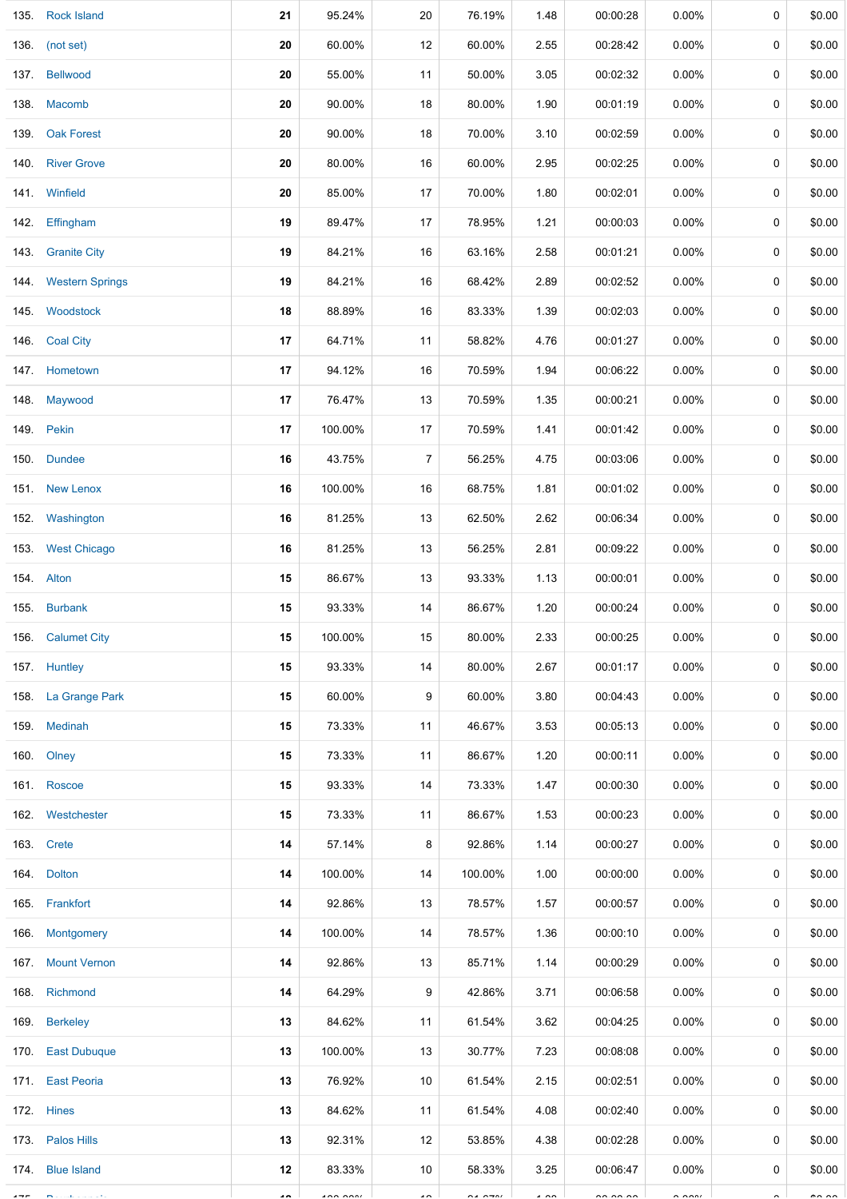| | | | | | | | | | |
|---|---|---|---|---|---|---|---|---|---|
| 135. | Rock Island | **21** | 95.24% | 20 | 76.19% | 1.48 | 00:00:28 | 0.00% | 0 | $0.00 |
| 136. | (not set) | **20** | 60.00% | 12 | 60.00% | 2.55 | 00:28:42 | 0.00% | 0 | $0.00 |
| 137. | Bellwood | **20** | 55.00% | 11 | 50.00% | 3.05 | 00:02:32 | 0.00% | 0 | $0.00 |
| 138. | Macomb | **20** | 90.00% | 18 | 80.00% | 1.90 | 00:01:19 | 0.00% | 0 | $0.00 |
| 139. | Oak Forest | **20** | 90.00% | 18 | 70.00% | 3.10 | 00:02:59 | 0.00% | 0 | $0.00 |
| 140. | River Grove | **20** | 80.00% | 16 | 60.00% | 2.95 | 00:02:25 | 0.00% | 0 | $0.00 |
| 141. | Winfield | **20** | 85.00% | 17 | 70.00% | 1.80 | 00:02:01 | 0.00% | 0 | $0.00 |
| 142. | Effingham | **19** | 89.47% | 17 | 78.95% | 1.21 | 00:00:03 | 0.00% | 0 | $0.00 |
| 143. | Granite City | **19** | 84.21% | 16 | 63.16% | 2.58 | 00:01:21 | 0.00% | 0 | $0.00 |
| 144. | Western Springs | **19** | 84.21% | 16 | 68.42% | 2.89 | 00:02:52 | 0.00% | 0 | $0.00 |
| 145. | Woodstock | **18** | 88.89% | 16 | 83.33% | 1.39 | 00:02:03 | 0.00% | 0 | $0.00 |
| 146. | Coal City | **17** | 64.71% | 11 | 58.82% | 4.76 | 00:01:27 | 0.00% | 0 | $0.00 |
| 147. | Hometown | **17** | 94.12% | 16 | 70.59% | 1.94 | 00:06:22 | 0.00% | 0 | $0.00 |
| 148. | Maywood | **17** | 76.47% | 13 | 70.59% | 1.35 | 00:00:21 | 0.00% | 0 | $0.00 |
| 149. | Pekin | **17** | 100.00% | 17 | 70.59% | 1.41 | 00:01:42 | 0.00% | 0 | $0.00 |
| 150. | Dundee | **16** | 43.75% | 7 | 56.25% | 4.75 | 00:03:06 | 0.00% | 0 | $0.00 |
| 151. | New Lenox | **16** | 100.00% | 16 | 68.75% | 1.81 | 00:01:02 | 0.00% | 0 | $0.00 |
| 152. | Washington | **16** | 81.25% | 13 | 62.50% | 2.62 | 00:06:34 | 0.00% | 0 | $0.00 |
| 153. | West Chicago | **16** | 81.25% | 13 | 56.25% | 2.81 | 00:09:22 | 0.00% | 0 | $0.00 |
| 154. | Alton | **15** | 86.67% | 13 | 93.33% | 1.13 | 00:00:01 | 0.00% | 0 | $0.00 |
| 155. | Burbank | **15** | 93.33% | 14 | 86.67% | 1.20 | 00:00:24 | 0.00% | 0 | $0.00 |
| 156. | Calumet City | **15** | 100.00% | 15 | 80.00% | 2.33 | 00:00:25 | 0.00% | 0 | $0.00 |
| 157. | Huntley | **15** | 93.33% | 14 | 80.00% | 2.67 | 00:01:17 | 0.00% | 0 | $0.00 |
| 158. | La Grange Park | **15** | 60.00% | 9 | 60.00% | 3.80 | 00:04:43 | 0.00% | 0 | $0.00 |
| 159. | Medinah | **15** | 73.33% | 11 | 46.67% | 3.53 | 00:05:13 | 0.00% | 0 | $0.00 |
| 160. | Olney | **15** | 73.33% | 11 | 86.67% | 1.20 | 00:00:11 | 0.00% | 0 | $0.00 |
| 161. | Roscoe | **15** | 93.33% | 14 | 73.33% | 1.47 | 00:00:30 | 0.00% | 0 | $0.00 |
| 162. | Westchester | **15** | 73.33% | 11 | 86.67% | 1.53 | 00:00:23 | 0.00% | 0 | $0.00 |
| 163. | Crete | **14** | 57.14% | 8 | 92.86% | 1.14 | 00:00:27 | 0.00% | 0 | $0.00 |
| 164. | Dolton | **14** | 100.00% | 14 | 100.00% | 1.00 | 00:00:00 | 0.00% | 0 | $0.00 |
| 165. | Frankfort | **14** | 92.86% | 13 | 78.57% | 1.57 | 00:00:57 | 0.00% | 0 | $0.00 |
| 166. | Montgomery | **14** | 100.00% | 14 | 78.57% | 1.36 | 00:00:10 | 0.00% | 0 | $0.00 |
| 167. | Mount Vernon | **14** | 92.86% | 13 | 85.71% | 1.14 | 00:00:29 | 0.00% | 0 | $0.00 |
| 168. | Richmond | **14** | 64.29% | 9 | 42.86% | 3.71 | 00:06:58 | 0.00% | 0 | $0.00 |
| 169. | Berkeley | **13** | 84.62% | 11 | 61.54% | 3.62 | 00:04:25 | 0.00% | 0 | $0.00 |
| 170. | East Dubuque | **13** | 100.00% | 13 | 30.77% | 7.23 | 00:08:08 | 0.00% | 0 | $0.00 |
| 171. | East Peoria | **13** | 76.92% | 10 | 61.54% | 2.15 | 00:02:51 | 0.00% | 0 | $0.00 |
| 172. | Hines | **13** | 84.62% | 11 | 61.54% | 4.08 | 00:02:40 | 0.00% | 0 | $0.00 |
| 173. | Palos Hills | **13** | 92.31% | 12 | 53.85% | 4.38 | 00:02:28 | 0.00% | 0 | $0.00 |
| 174. | Blue Island | **12** | 83.33% | 10 | 58.33% | 3.25 | 00:06:47 | 0.00% | 0 | $0.00 |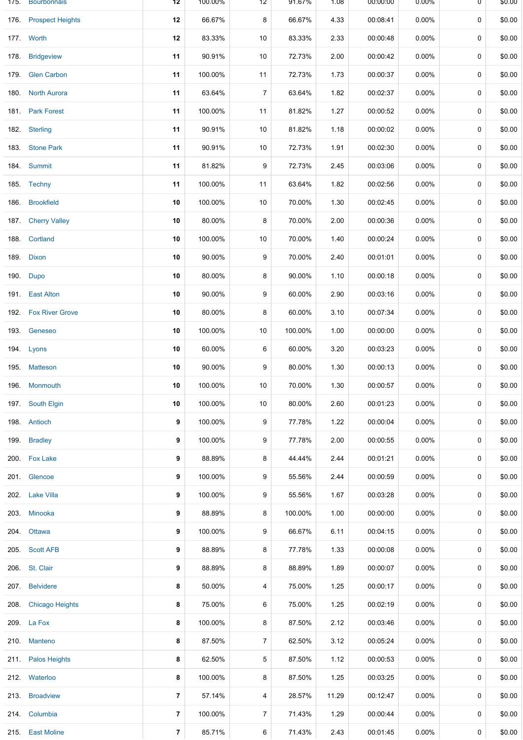| | | | | | | | | | |
|---|---|---|---|---|---|---|---|---|---|
| 175. | Bourbonnais | 12 | 100.00% | 12 | 91.67% | 1.08 | 00:00:00 | 0.00% | 0 | $0.00 |
| 176. | Prospect Heights | 12 | 66.67% | 8 | 66.67% | 4.33 | 00:08:41 | 0.00% | 0 | $0.00 |
| 177. | Worth | 12 | 83.33% | 10 | 83.33% | 2.33 | 00:00:48 | 0.00% | 0 | $0.00 |
| 178. | Bridgeview | 11 | 90.91% | 10 | 72.73% | 2.00 | 00:00:42 | 0.00% | 0 | $0.00 |
| 179. | Glen Carbon | 11 | 100.00% | 11 | 72.73% | 1.73 | 00:00:37 | 0.00% | 0 | $0.00 |
| 180. | North Aurora | 11 | 63.64% | 7 | 63.64% | 1.82 | 00:02:37 | 0.00% | 0 | $0.00 |
| 181. | Park Forest | 11 | 100.00% | 11 | 81.82% | 1.27 | 00:00:52 | 0.00% | 0 | $0.00 |
| 182. | Sterling | 11 | 90.91% | 10 | 81.82% | 1.18 | 00:00:02 | 0.00% | 0 | $0.00 |
| 183. | Stone Park | 11 | 90.91% | 10 | 72.73% | 1.91 | 00:02:30 | 0.00% | 0 | $0.00 |
| 184. | Summit | 11 | 81.82% | 9 | 72.73% | 2.45 | 00:03:06 | 0.00% | 0 | $0.00 |
| 185. | Techny | 11 | 100.00% | 11 | 63.64% | 1.82 | 00:02:56 | 0.00% | 0 | $0.00 |
| 186. | Brookfield | 10 | 100.00% | 10 | 70.00% | 1.30 | 00:02:45 | 0.00% | 0 | $0.00 |
| 187. | Cherry Valley | 10 | 80.00% | 8 | 70.00% | 2.00 | 00:00:36 | 0.00% | 0 | $0.00 |
| 188. | Cortland | 10 | 100.00% | 10 | 70.00% | 1.40 | 00:00:24 | 0.00% | 0 | $0.00 |
| 189. | Dixon | 10 | 90.00% | 9 | 70.00% | 2.40 | 00:01:01 | 0.00% | 0 | $0.00 |
| 190. | Dupo | 10 | 80.00% | 8 | 90.00% | 1.10 | 00:00:18 | 0.00% | 0 | $0.00 |
| 191. | East Alton | 10 | 90.00% | 9 | 60.00% | 2.90 | 00:03:16 | 0.00% | 0 | $0.00 |
| 192. | Fox River Grove | 10 | 80.00% | 8 | 60.00% | 3.10 | 00:07:34 | 0.00% | 0 | $0.00 |
| 193. | Geneseo | 10 | 100.00% | 10 | 100.00% | 1.00 | 00:00:00 | 0.00% | 0 | $0.00 |
| 194. | Lyons | 10 | 60.00% | 6 | 60.00% | 3.20 | 00:03:23 | 0.00% | 0 | $0.00 |
| 195. | Matteson | 10 | 90.00% | 9 | 80.00% | 1.30 | 00:00:13 | 0.00% | 0 | $0.00 |
| 196. | Monmouth | 10 | 100.00% | 10 | 70.00% | 1.30 | 00:00:57 | 0.00% | 0 | $0.00 |
| 197. | South Elgin | 10 | 100.00% | 10 | 80.00% | 2.60 | 00:01:23 | 0.00% | 0 | $0.00 |
| 198. | Antioch | 9 | 100.00% | 9 | 77.78% | 1.22 | 00:00:04 | 0.00% | 0 | $0.00 |
| 199. | Bradley | 9 | 100.00% | 9 | 77.78% | 2.00 | 00:00:55 | 0.00% | 0 | $0.00 |
| 200. | Fox Lake | 9 | 88.89% | 8 | 44.44% | 2.44 | 00:01:21 | 0.00% | 0 | $0.00 |
| 201. | Glencoe | 9 | 100.00% | 9 | 55.56% | 2.44 | 00:00:59 | 0.00% | 0 | $0.00 |
| 202. | Lake Villa | 9 | 100.00% | 9 | 55.56% | 1.67 | 00:03:28 | 0.00% | 0 | $0.00 |
| 203. | Minooka | 9 | 88.89% | 8 | 100.00% | 1.00 | 00:00:00 | 0.00% | 0 | $0.00 |
| 204. | Ottawa | 9 | 100.00% | 9 | 66.67% | 6.11 | 00:04:15 | 0.00% | 0 | $0.00 |
| 205. | Scott AFB | 9 | 88.89% | 8 | 77.78% | 1.33 | 00:00:08 | 0.00% | 0 | $0.00 |
| 206. | St. Clair | 9 | 88.89% | 8 | 88.89% | 1.89 | 00:00:07 | 0.00% | 0 | $0.00 |
| 207. | Belvidere | 8 | 50.00% | 4 | 75.00% | 1.25 | 00:00:17 | 0.00% | 0 | $0.00 |
| 208. | Chicago Heights | 8 | 75.00% | 6 | 75.00% | 1.25 | 00:02:19 | 0.00% | 0 | $0.00 |
| 209. | La Fox | 8 | 100.00% | 8 | 87.50% | 2.12 | 00:03:46 | 0.00% | 0 | $0.00 |
| 210. | Manteno | 8 | 87.50% | 7 | 62.50% | 3.12 | 00:05:24 | 0.00% | 0 | $0.00 |
| 211. | Palos Heights | 8 | 62.50% | 5 | 87.50% | 1.12 | 00:00:53 | 0.00% | 0 | $0.00 |
| 212. | Waterloo | 8 | 100.00% | 8 | 87.50% | 1.25 | 00:03:25 | 0.00% | 0 | $0.00 |
| 213. | Broadview | 7 | 57.14% | 4 | 28.57% | 11.29 | 00:12:47 | 0.00% | 0 | $0.00 |
| 214. | Columbia | 7 | 100.00% | 7 | 71.43% | 1.29 | 00:00:44 | 0.00% | 0 | $0.00 |
| 215. | East Moline | 7 | 85.71% | 6 | 71.43% | 2.43 | 00:01:45 | 0.00% | 0 | $0.00 |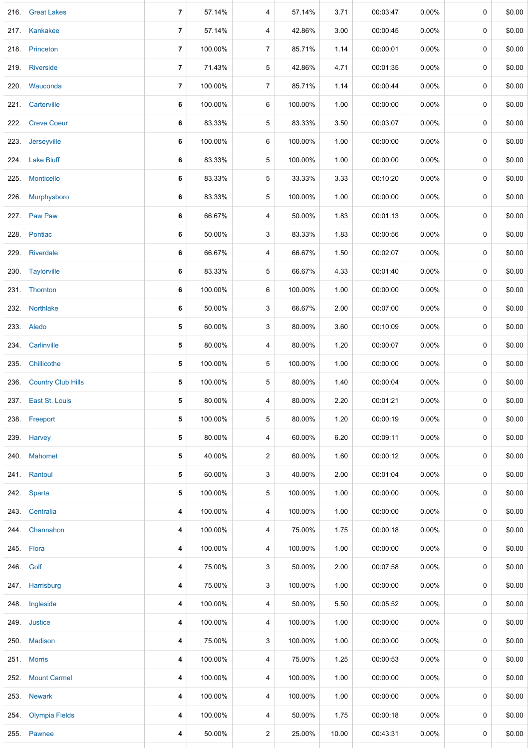| | | | | | | | | | | |
|---|---|---|---|---|---|---|---|---|---|---|
| 216. | Great Lakes | 7 | 57.14% | 4 | 57.14% | 3.71 | 00:03:47 | 0.00% | 0 | $0.00 |
| 217. | Kankakee | 7 | 57.14% | 4 | 42.86% | 3.00 | 00:00:45 | 0.00% | 0 | $0.00 |
| 218. | Princeton | 7 | 100.00% | 7 | 85.71% | 1.14 | 00:00:01 | 0.00% | 0 | $0.00 |
| 219. | Riverside | 7 | 71.43% | 5 | 42.86% | 4.71 | 00:01:35 | 0.00% | 0 | $0.00 |
| 220. | Wauconda | 7 | 100.00% | 7 | 85.71% | 1.14 | 00:00:44 | 0.00% | 0 | $0.00 |
| 221. | Carterville | 6 | 100.00% | 6 | 100.00% | 1.00 | 00:00:00 | 0.00% | 0 | $0.00 |
| 222. | Creve Coeur | 6 | 83.33% | 5 | 83.33% | 3.50 | 00:03:07 | 0.00% | 0 | $0.00 |
| 223. | Jerseyville | 6 | 100.00% | 6 | 100.00% | 1.00 | 00:00:00 | 0.00% | 0 | $0.00 |
| 224. | Lake Bluff | 6 | 83.33% | 5 | 100.00% | 1.00 | 00:00:00 | 0.00% | 0 | $0.00 |
| 225. | Monticello | 6 | 83.33% | 5 | 33.33% | 3.33 | 00:10:20 | 0.00% | 0 | $0.00 |
| 226. | Murphysboro | 6 | 83.33% | 5 | 100.00% | 1.00 | 00:00:00 | 0.00% | 0 | $0.00 |
| 227. | Paw Paw | 6 | 66.67% | 4 | 50.00% | 1.83 | 00:01:13 | 0.00% | 0 | $0.00 |
| 228. | Pontiac | 6 | 50.00% | 3 | 83.33% | 1.83 | 00:00:56 | 0.00% | 0 | $0.00 |
| 229. | Riverdale | 6 | 66.67% | 4 | 66.67% | 1.50 | 00:02:07 | 0.00% | 0 | $0.00 |
| 230. | Taylorville | 6 | 83.33% | 5 | 66.67% | 4.33 | 00:01:40 | 0.00% | 0 | $0.00 |
| 231. | Thornton | 6 | 100.00% | 6 | 100.00% | 1.00 | 00:00:00 | 0.00% | 0 | $0.00 |
| 232. | Northlake | 6 | 50.00% | 3 | 66.67% | 2.00 | 00:07:00 | 0.00% | 0 | $0.00 |
| 233. | Aledo | 5 | 60.00% | 3 | 80.00% | 3.60 | 00:10:09 | 0.00% | 0 | $0.00 |
| 234. | Carlinville | 5 | 80.00% | 4 | 80.00% | 1.20 | 00:00:07 | 0.00% | 0 | $0.00 |
| 235. | Chillicothe | 5 | 100.00% | 5 | 100.00% | 1.00 | 00:00:00 | 0.00% | 0 | $0.00 |
| 236. | Country Club Hills | 5 | 100.00% | 5 | 80.00% | 1.40 | 00:00:04 | 0.00% | 0 | $0.00 |
| 237. | East St. Louis | 5 | 80.00% | 4 | 80.00% | 2.20 | 00:01:21 | 0.00% | 0 | $0.00 |
| 238. | Freeport | 5 | 100.00% | 5 | 80.00% | 1.20 | 00:00:19 | 0.00% | 0 | $0.00 |
| 239. | Harvey | 5 | 80.00% | 4 | 60.00% | 6.20 | 00:09:11 | 0.00% | 0 | $0.00 |
| 240. | Mahomet | 5 | 40.00% | 2 | 60.00% | 1.60 | 00:00:12 | 0.00% | 0 | $0.00 |
| 241. | Rantoul | 5 | 60.00% | 3 | 40.00% | 2.00 | 00:01:04 | 0.00% | 0 | $0.00 |
| 242. | Sparta | 5 | 100.00% | 5 | 100.00% | 1.00 | 00:00:00 | 0.00% | 0 | $0.00 |
| 243. | Centralia | 4 | 100.00% | 4 | 100.00% | 1.00 | 00:00:00 | 0.00% | 0 | $0.00 |
| 244. | Channahon | 4 | 100.00% | 4 | 75.00% | 1.75 | 00:00:18 | 0.00% | 0 | $0.00 |
| 245. | Flora | 4 | 100.00% | 4 | 100.00% | 1.00 | 00:00:00 | 0.00% | 0 | $0.00 |
| 246. | Golf | 4 | 75.00% | 3 | 50.00% | 2.00 | 00:07:58 | 0.00% | 0 | $0.00 |
| 247. | Harrisburg | 4 | 75.00% | 3 | 100.00% | 1.00 | 00:00:00 | 0.00% | 0 | $0.00 |
| 248. | Ingleside | 4 | 100.00% | 4 | 50.00% | 5.50 | 00:05:52 | 0.00% | 0 | $0.00 |
| 249. | Justice | 4 | 100.00% | 4 | 100.00% | 1.00 | 00:00:00 | 0.00% | 0 | $0.00 |
| 250. | Madison | 4 | 75.00% | 3 | 100.00% | 1.00 | 00:00:00 | 0.00% | 0 | $0.00 |
| 251. | Morris | 4 | 100.00% | 4 | 75.00% | 1.25 | 00:00:53 | 0.00% | 0 | $0.00 |
| 252. | Mount Carmel | 4 | 100.00% | 4 | 100.00% | 1.00 | 00:00:00 | 0.00% | 0 | $0.00 |
| 253. | Newark | 4 | 100.00% | 4 | 100.00% | 1.00 | 00:00:00 | 0.00% | 0 | $0.00 |
| 254. | Olympia Fields | 4 | 100.00% | 4 | 50.00% | 1.75 | 00:00:18 | 0.00% | 0 | $0.00 |
| 255. | Pawnee | 4 | 50.00% | 2 | 25.00% | 10.00 | 00:43:31 | 0.00% | 0 | $0.00 |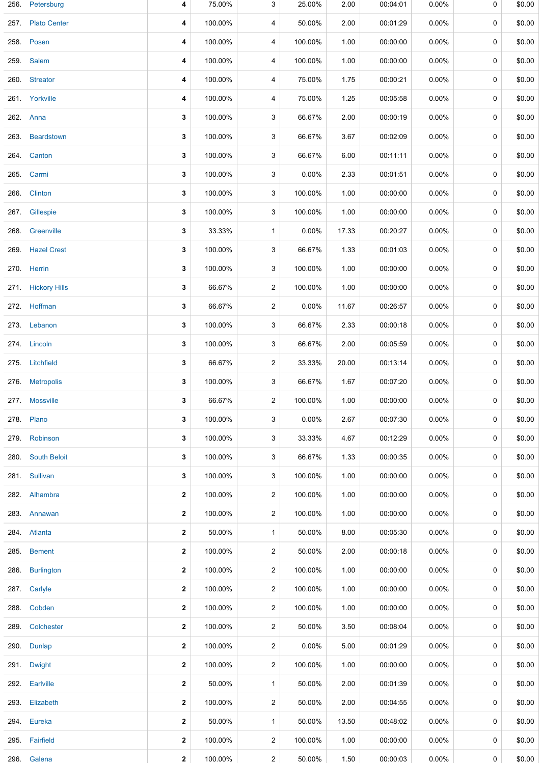| | | | | | | | | | | |
|---|---|---|---|---|---|---|---|---|---|---|
| 256. | Petersburg | **4** | 75.00% | 3 | 25.00% | 2.00 | 00:04:01 | 0.00% | 0 | $0.00 |
| 257. | Plato Center | **4** | 100.00% | 4 | 50.00% | 2.00 | 00:01:29 | 0.00% | 0 | $0.00 |
| 258. | Posen | **4** | 100.00% | 4 | 100.00% | 1.00 | 00:00:00 | 0.00% | 0 | $0.00 |
| 259. | Salem | **4** | 100.00% | 4 | 100.00% | 1.00 | 00:00:00 | 0.00% | 0 | $0.00 |
| 260. | Streator | **4** | 100.00% | 4 | 75.00% | 1.75 | 00:00:21 | 0.00% | 0 | $0.00 |
| 261. | Yorkville | **4** | 100.00% | 4 | 75.00% | 1.25 | 00:05:58 | 0.00% | 0 | $0.00 |
| 262. | Anna | **3** | 100.00% | 3 | 66.67% | 2.00 | 00:00:19 | 0.00% | 0 | $0.00 |
| 263. | Beardstown | **3** | 100.00% | 3 | 66.67% | 3.67 | 00:02:09 | 0.00% | 0 | $0.00 |
| 264. | Canton | **3** | 100.00% | 3 | 66.67% | 6.00 | 00:11:11 | 0.00% | 0 | $0.00 |
| 265. | Carmi | **3** | 100.00% | 3 | 0.00% | 2.33 | 00:01:51 | 0.00% | 0 | $0.00 |
| 266. | Clinton | **3** | 100.00% | 3 | 100.00% | 1.00 | 00:00:00 | 0.00% | 0 | $0.00 |
| 267. | Gillespie | **3** | 100.00% | 3 | 100.00% | 1.00 | 00:00:00 | 0.00% | 0 | $0.00 |
| 268. | Greenville | **3** | 33.33% | 1 | 0.00% | 17.33 | 00:20:27 | 0.00% | 0 | $0.00 |
| 269. | Hazel Crest | **3** | 100.00% | 3 | 66.67% | 1.33 | 00:01:03 | 0.00% | 0 | $0.00 |
| 270. | Herrin | **3** | 100.00% | 3 | 100.00% | 1.00 | 00:00:00 | 0.00% | 0 | $0.00 |
| 271. | Hickory Hills | **3** | 66.67% | 2 | 100.00% | 1.00 | 00:00:00 | 0.00% | 0 | $0.00 |
| 272. | Hoffman | **3** | 66.67% | 2 | 0.00% | 11.67 | 00:26:57 | 0.00% | 0 | $0.00 |
| 273. | Lebanon | **3** | 100.00% | 3 | 66.67% | 2.33 | 00:00:18 | 0.00% | 0 | $0.00 |
| 274. | Lincoln | **3** | 100.00% | 3 | 66.67% | 2.00 | 00:05:59 | 0.00% | 0 | $0.00 |
| 275. | Litchfield | **3** | 66.67% | 2 | 33.33% | 20.00 | 00:13:14 | 0.00% | 0 | $0.00 |
| 276. | Metropolis | **3** | 100.00% | 3 | 66.67% | 1.67 | 00:07:20 | 0.00% | 0 | $0.00 |
| 277. | Mossville | **3** | 66.67% | 2 | 100.00% | 1.00 | 00:00:00 | 0.00% | 0 | $0.00 |
| 278. | Plano | **3** | 100.00% | 3 | 0.00% | 2.67 | 00:07:30 | 0.00% | 0 | $0.00 |
| 279. | Robinson | **3** | 100.00% | 3 | 33.33% | 4.67 | 00:12:29 | 0.00% | 0 | $0.00 |
| 280. | South Beloit | **3** | 100.00% | 3 | 66.67% | 1.33 | 00:00:35 | 0.00% | 0 | $0.00 |
| 281. | Sullivan | **3** | 100.00% | 3 | 100.00% | 1.00 | 00:00:00 | 0.00% | 0 | $0.00 |
| 282. | Alhambra | **2** | 100.00% | 2 | 100.00% | 1.00 | 00:00:00 | 0.00% | 0 | $0.00 |
| 283. | Annawan | **2** | 100.00% | 2 | 100.00% | 1.00 | 00:00:00 | 0.00% | 0 | $0.00 |
| 284. | Atlanta | **2** | 50.00% | 1 | 50.00% | 8.00 | 00:05:30 | 0.00% | 0 | $0.00 |
| 285. | Bement | **2** | 100.00% | 2 | 50.00% | 2.00 | 00:00:18 | 0.00% | 0 | $0.00 |
| 286. | Burlington | **2** | 100.00% | 2 | 100.00% | 1.00 | 00:00:00 | 0.00% | 0 | $0.00 |
| 287. | Carlyle | **2** | 100.00% | 2 | 100.00% | 1.00 | 00:00:00 | 0.00% | 0 | $0.00 |
| 288. | Cobden | **2** | 100.00% | 2 | 100.00% | 1.00 | 00:00:00 | 0.00% | 0 | $0.00 |
| 289. | Colchester | **2** | 100.00% | 2 | 50.00% | 3.50 | 00:08:04 | 0.00% | 0 | $0.00 |
| 290. | Dunlap | **2** | 100.00% | 2 | 0.00% | 5.00 | 00:01:29 | 0.00% | 0 | $0.00 |
| 291. | Dwight | **2** | 100.00% | 2 | 100.00% | 1.00 | 00:00:00 | 0.00% | 0 | $0.00 |
| 292. | Earlville | **2** | 50.00% | 1 | 50.00% | 2.00 | 00:01:39 | 0.00% | 0 | $0.00 |
| 293. | Elizabeth | **2** | 100.00% | 2 | 50.00% | 2.00 | 00:04:55 | 0.00% | 0 | $0.00 |
| 294. | Eureka | **2** | 50.00% | 1 | 50.00% | 13.50 | 00:48:02 | 0.00% | 0 | $0.00 |
| 295. | Fairfield | **2** | 100.00% | 2 | 100.00% | 1.00 | 00:00:00 | 0.00% | 0 | $0.00 |
| 296. | Galena | **2** | 100.00% | 2 | 50.00% | 1.50 | 00:00:03 | 0.00% | 0 | $0.00 |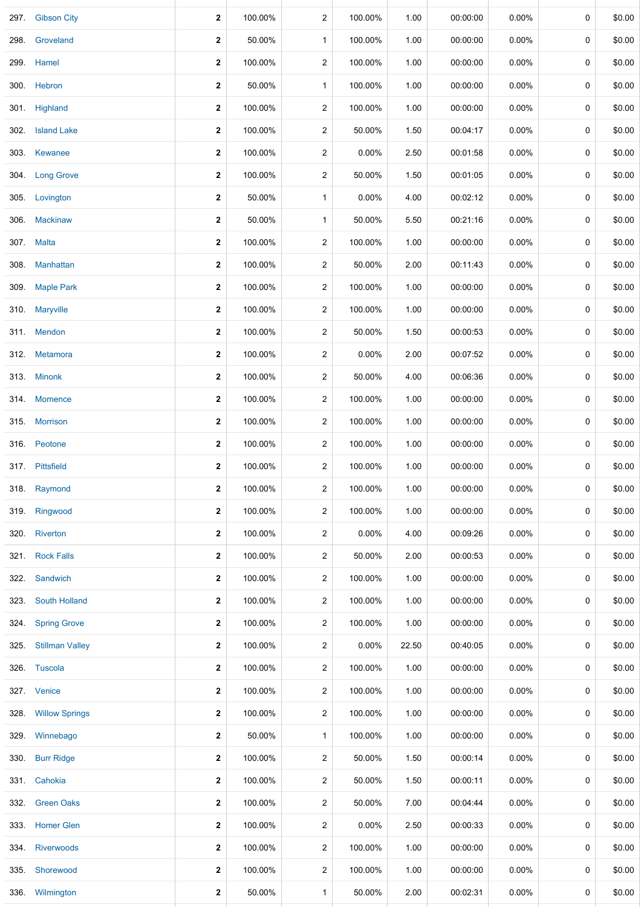| | | | | | | | | | | |
|---|---|---|---|---|---|---|---|---|---|---|
| 297. | Gibson City | **2** | 100.00% | 2 | 100.00% | 1.00 | 00:00:00 | 0.00% | 0 | $0.00 |
| 298. | Groveland | **2** | 50.00% | 1 | 100.00% | 1.00 | 00:00:00 | 0.00% | 0 | $0.00 |
| 299. | Hamel | **2** | 100.00% | 2 | 100.00% | 1.00 | 00:00:00 | 0.00% | 0 | $0.00 |
| 300. | Hebron | **2** | 50.00% | 1 | 100.00% | 1.00 | 00:00:00 | 0.00% | 0 | $0.00 |
| 301. | Highland | **2** | 100.00% | 2 | 100.00% | 1.00 | 00:00:00 | 0.00% | 0 | $0.00 |
| 302. | Island Lake | **2** | 100.00% | 2 | 50.00% | 1.50 | 00:04:17 | 0.00% | 0 | $0.00 |
| 303. | Kewanee | **2** | 100.00% | 2 | 0.00% | 2.50 | 00:01:58 | 0.00% | 0 | $0.00 |
| 304. | Long Grove | **2** | 100.00% | 2 | 50.00% | 1.50 | 00:01:05 | 0.00% | 0 | $0.00 |
| 305. | Lovington | **2** | 50.00% | 1 | 0.00% | 4.00 | 00:02:12 | 0.00% | 0 | $0.00 |
| 306. | Mackinaw | **2** | 50.00% | 1 | 50.00% | 5.50 | 00:21:16 | 0.00% | 0 | $0.00 |
| 307. | Malta | **2** | 100.00% | 2 | 100.00% | 1.00 | 00:00:00 | 0.00% | 0 | $0.00 |
| 308. | Manhattan | **2** | 100.00% | 2 | 50.00% | 2.00 | 00:11:43 | 0.00% | 0 | $0.00 |
| 309. | Maple Park | **2** | 100.00% | 2 | 100.00% | 1.00 | 00:00:00 | 0.00% | 0 | $0.00 |
| 310. | Maryville | **2** | 100.00% | 2 | 100.00% | 1.00 | 00:00:00 | 0.00% | 0 | $0.00 |
| 311. | Mendon | **2** | 100.00% | 2 | 50.00% | 1.50 | 00:00:53 | 0.00% | 0 | $0.00 |
| 312. | Metamora | **2** | 100.00% | 2 | 0.00% | 2.00 | 00:07:52 | 0.00% | 0 | $0.00 |
| 313. | Minonk | **2** | 100.00% | 2 | 50.00% | 4.00 | 00:06:36 | 0.00% | 0 | $0.00 |
| 314. | Momence | **2** | 100.00% | 2 | 100.00% | 1.00 | 00:00:00 | 0.00% | 0 | $0.00 |
| 315. | Morrison | **2** | 100.00% | 2 | 100.00% | 1.00 | 00:00:00 | 0.00% | 0 | $0.00 |
| 316. | Peotone | **2** | 100.00% | 2 | 100.00% | 1.00 | 00:00:00 | 0.00% | 0 | $0.00 |
| 317. | Pittsfield | **2** | 100.00% | 2 | 100.00% | 1.00 | 00:00:00 | 0.00% | 0 | $0.00 |
| 318. | Raymond | **2** | 100.00% | 2 | 100.00% | 1.00 | 00:00:00 | 0.00% | 0 | $0.00 |
| 319. | Ringwood | **2** | 100.00% | 2 | 100.00% | 1.00 | 00:00:00 | 0.00% | 0 | $0.00 |
| 320. | Riverton | **2** | 100.00% | 2 | 0.00% | 4.00 | 00:09:26 | 0.00% | 0 | $0.00 |
| 321. | Rock Falls | **2** | 100.00% | 2 | 50.00% | 2.00 | 00:00:53 | 0.00% | 0 | $0.00 |
| 322. | Sandwich | **2** | 100.00% | 2 | 100.00% | 1.00 | 00:00:00 | 0.00% | 0 | $0.00 |
| 323. | South Holland | **2** | 100.00% | 2 | 100.00% | 1.00 | 00:00:00 | 0.00% | 0 | $0.00 |
| 324. | Spring Grove | **2** | 100.00% | 2 | 100.00% | 1.00 | 00:00:00 | 0.00% | 0 | $0.00 |
| 325. | Stillman Valley | **2** | 100.00% | 2 | 0.00% | 22.50 | 00:40:05 | 0.00% | 0 | $0.00 |
| 326. | Tuscola | **2** | 100.00% | 2 | 100.00% | 1.00 | 00:00:00 | 0.00% | 0 | $0.00 |
| 327. | Venice | **2** | 100.00% | 2 | 100.00% | 1.00 | 00:00:00 | 0.00% | 0 | $0.00 |
| 328. | Willow Springs | **2** | 100.00% | 2 | 100.00% | 1.00 | 00:00:00 | 0.00% | 0 | $0.00 |
| 329. | Winnebago | **2** | 50.00% | 1 | 100.00% | 1.00 | 00:00:00 | 0.00% | 0 | $0.00 |
| 330. | Burr Ridge | **2** | 100.00% | 2 | 50.00% | 1.50 | 00:00:14 | 0.00% | 0 | $0.00 |
| 331. | Cahokia | **2** | 100.00% | 2 | 50.00% | 1.50 | 00:00:11 | 0.00% | 0 | $0.00 |
| 332. | Green Oaks | **2** | 100.00% | 2 | 50.00% | 7.00 | 00:04:44 | 0.00% | 0 | $0.00 |
| 333. | Homer Glen | **2** | 100.00% | 2 | 0.00% | 2.50 | 00:00:33 | 0.00% | 0 | $0.00 |
| 334. | Riverwoods | **2** | 100.00% | 2 | 100.00% | 1.00 | 00:00:00 | 0.00% | 0 | $0.00 |
| 335. | Shorewood | **2** | 100.00% | 2 | 100.00% | 1.00 | 00:00:00 | 0.00% | 0 | $0.00 |
| 336. | Wilmington | **2** | 50.00% | 1 | 50.00% | 2.00 | 00:02:31 | 0.00% | 0 | $0.00 |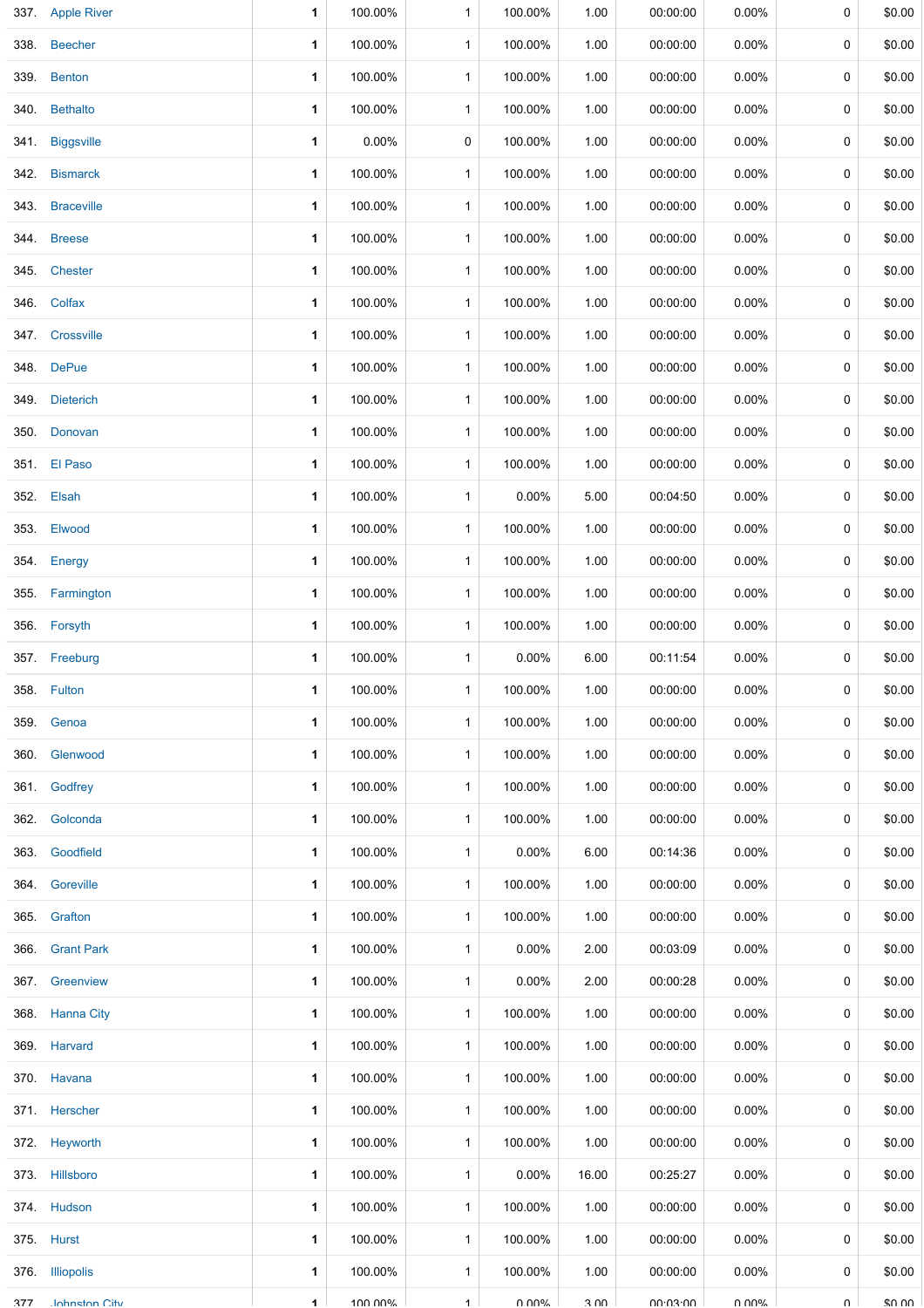| | | | | | | | | | | |
|---|---|---|---|---|---|---|---|---|---|---|
| 337. | Apple River | 1 | 100.00% | 1 | 100.00% | 1.00 | 00:00:00 | 0.00% | 0 | $0.00 |
| 338. | Beecher | 1 | 100.00% | 1 | 100.00% | 1.00 | 00:00:00 | 0.00% | 0 | $0.00 |
| 339. | Benton | 1 | 100.00% | 1 | 100.00% | 1.00 | 00:00:00 | 0.00% | 0 | $0.00 |
| 340. | Bethalto | 1 | 100.00% | 1 | 100.00% | 1.00 | 00:00:00 | 0.00% | 0 | $0.00 |
| 341. | Biggsville | 1 | 0.00% | 0 | 100.00% | 1.00 | 00:00:00 | 0.00% | 0 | $0.00 |
| 342. | Bismarck | 1 | 100.00% | 1 | 100.00% | 1.00 | 00:00:00 | 0.00% | 0 | $0.00 |
| 343. | Braceville | 1 | 100.00% | 1 | 100.00% | 1.00 | 00:00:00 | 0.00% | 0 | $0.00 |
| 344. | Breese | 1 | 100.00% | 1 | 100.00% | 1.00 | 00:00:00 | 0.00% | 0 | $0.00 |
| 345. | Chester | 1 | 100.00% | 1 | 100.00% | 1.00 | 00:00:00 | 0.00% | 0 | $0.00 |
| 346. | Colfax | 1 | 100.00% | 1 | 100.00% | 1.00 | 00:00:00 | 0.00% | 0 | $0.00 |
| 347. | Crossville | 1 | 100.00% | 1 | 100.00% | 1.00 | 00:00:00 | 0.00% | 0 | $0.00 |
| 348. | DePue | 1 | 100.00% | 1 | 100.00% | 1.00 | 00:00:00 | 0.00% | 0 | $0.00 |
| 349. | Dieterich | 1 | 100.00% | 1 | 100.00% | 1.00 | 00:00:00 | 0.00% | 0 | $0.00 |
| 350. | Donovan | 1 | 100.00% | 1 | 100.00% | 1.00 | 00:00:00 | 0.00% | 0 | $0.00 |
| 351. | El Paso | 1 | 100.00% | 1 | 100.00% | 1.00 | 00:00:00 | 0.00% | 0 | $0.00 |
| 352. | Elsah | 1 | 100.00% | 1 | 0.00% | 5.00 | 00:04:50 | 0.00% | 0 | $0.00 |
| 353. | Elwood | 1 | 100.00% | 1 | 100.00% | 1.00 | 00:00:00 | 0.00% | 0 | $0.00 |
| 354. | Energy | 1 | 100.00% | 1 | 100.00% | 1.00 | 00:00:00 | 0.00% | 0 | $0.00 |
| 355. | Farmington | 1 | 100.00% | 1 | 100.00% | 1.00 | 00:00:00 | 0.00% | 0 | $0.00 |
| 356. | Forsyth | 1 | 100.00% | 1 | 100.00% | 1.00 | 00:00:00 | 0.00% | 0 | $0.00 |
| 357. | Freeburg | 1 | 100.00% | 1 | 0.00% | 6.00 | 00:11:54 | 0.00% | 0 | $0.00 |
| 358. | Fulton | 1 | 100.00% | 1 | 100.00% | 1.00 | 00:00:00 | 0.00% | 0 | $0.00 |
| 359. | Genoa | 1 | 100.00% | 1 | 100.00% | 1.00 | 00:00:00 | 0.00% | 0 | $0.00 |
| 360. | Glenwood | 1 | 100.00% | 1 | 100.00% | 1.00 | 00:00:00 | 0.00% | 0 | $0.00 |
| 361. | Godfrey | 1 | 100.00% | 1 | 100.00% | 1.00 | 00:00:00 | 0.00% | 0 | $0.00 |
| 362. | Golconda | 1 | 100.00% | 1 | 100.00% | 1.00 | 00:00:00 | 0.00% | 0 | $0.00 |
| 363. | Goodfield | 1 | 100.00% | 1 | 0.00% | 6.00 | 00:14:36 | 0.00% | 0 | $0.00 |
| 364. | Goreville | 1 | 100.00% | 1 | 100.00% | 1.00 | 00:00:00 | 0.00% | 0 | $0.00 |
| 365. | Grafton | 1 | 100.00% | 1 | 100.00% | 1.00 | 00:00:00 | 0.00% | 0 | $0.00 |
| 366. | Grant Park | 1 | 100.00% | 1 | 0.00% | 2.00 | 00:03:09 | 0.00% | 0 | $0.00 |
| 367. | Greenview | 1 | 100.00% | 1 | 0.00% | 2.00 | 00:00:28 | 0.00% | 0 | $0.00 |
| 368. | Hanna City | 1 | 100.00% | 1 | 100.00% | 1.00 | 00:00:00 | 0.00% | 0 | $0.00 |
| 369. | Harvard | 1 | 100.00% | 1 | 100.00% | 1.00 | 00:00:00 | 0.00% | 0 | $0.00 |
| 370. | Havana | 1 | 100.00% | 1 | 100.00% | 1.00 | 00:00:00 | 0.00% | 0 | $0.00 |
| 371. | Herscher | 1 | 100.00% | 1 | 100.00% | 1.00 | 00:00:00 | 0.00% | 0 | $0.00 |
| 372. | Heyworth | 1 | 100.00% | 1 | 100.00% | 1.00 | 00:00:00 | 0.00% | 0 | $0.00 |
| 373. | Hillsboro | 1 | 100.00% | 1 | 0.00% | 16.00 | 00:25:27 | 0.00% | 0 | $0.00 |
| 374. | Hudson | 1 | 100.00% | 1 | 100.00% | 1.00 | 00:00:00 | 0.00% | 0 | $0.00 |
| 375. | Hurst | 1 | 100.00% | 1 | 100.00% | 1.00 | 00:00:00 | 0.00% | 0 | $0.00 |
| 376. | Illiopolis | 1 | 100.00% | 1 | 100.00% | 1.00 | 00:00:00 | 0.00% | 0 | $0.00 |
| 377. | Johnston City | 1 | 100.00% | 1 | 0.00% | 3.00 | 00:03:00 | 0.00% | 0 | $0.00 |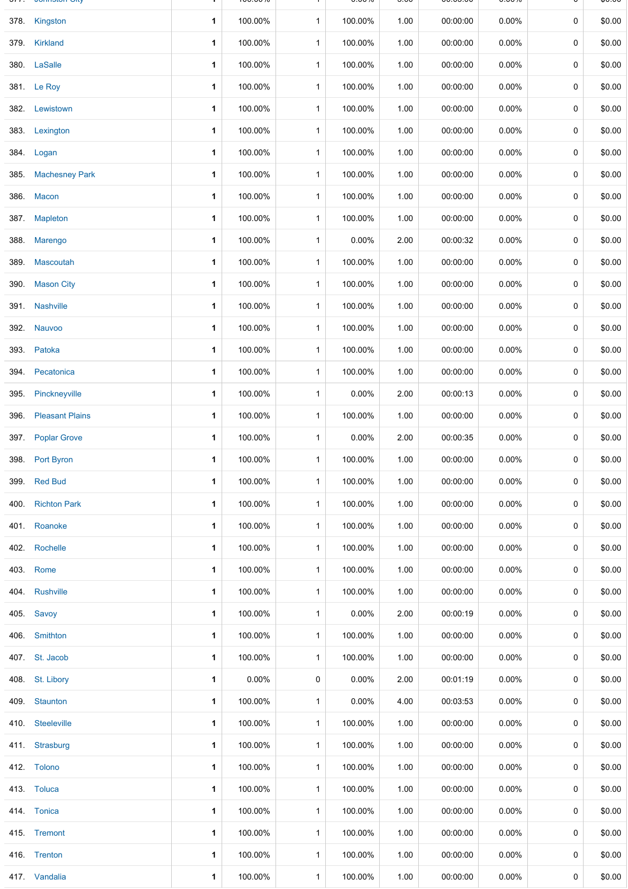| | | | | | | | | | |
|---|---|---|---|---|---|---|---|---|---|
| 378. | Kingston | 1 | 100.00% | 1 | 100.00% | 1.00 | 00:00:00 | 0.00% | 0 | $0.00 |
| 379. | Kirkland | 1 | 100.00% | 1 | 100.00% | 1.00 | 00:00:00 | 0.00% | 0 | $0.00 |
| 380. | LaSalle | 1 | 100.00% | 1 | 100.00% | 1.00 | 00:00:00 | 0.00% | 0 | $0.00 |
| 381. | Le Roy | 1 | 100.00% | 1 | 100.00% | 1.00 | 00:00:00 | 0.00% | 0 | $0.00 |
| 382. | Lewistown | 1 | 100.00% | 1 | 100.00% | 1.00 | 00:00:00 | 0.00% | 0 | $0.00 |
| 383. | Lexington | 1 | 100.00% | 1 | 100.00% | 1.00 | 00:00:00 | 0.00% | 0 | $0.00 |
| 384. | Logan | 1 | 100.00% | 1 | 100.00% | 1.00 | 00:00:00 | 0.00% | 0 | $0.00 |
| 385. | Machesney Park | 1 | 100.00% | 1 | 100.00% | 1.00 | 00:00:00 | 0.00% | 0 | $0.00 |
| 386. | Macon | 1 | 100.00% | 1 | 100.00% | 1.00 | 00:00:00 | 0.00% | 0 | $0.00 |
| 387. | Mapleton | 1 | 100.00% | 1 | 100.00% | 1.00 | 00:00:00 | 0.00% | 0 | $0.00 |
| 388. | Marengo | 1 | 100.00% | 1 | 0.00% | 2.00 | 00:00:32 | 0.00% | 0 | $0.00 |
| 389. | Mascoutah | 1 | 100.00% | 1 | 100.00% | 1.00 | 00:00:00 | 0.00% | 0 | $0.00 |
| 390. | Mason City | 1 | 100.00% | 1 | 100.00% | 1.00 | 00:00:00 | 0.00% | 0 | $0.00 |
| 391. | Nashville | 1 | 100.00% | 1 | 100.00% | 1.00 | 00:00:00 | 0.00% | 0 | $0.00 |
| 392. | Nauvoo | 1 | 100.00% | 1 | 100.00% | 1.00 | 00:00:00 | 0.00% | 0 | $0.00 |
| 393. | Patoka | 1 | 100.00% | 1 | 100.00% | 1.00 | 00:00:00 | 0.00% | 0 | $0.00 |
| 394. | Pecatonica | 1 | 100.00% | 1 | 100.00% | 1.00 | 00:00:00 | 0.00% | 0 | $0.00 |
| 395. | Pinckneyville | 1 | 100.00% | 1 | 0.00% | 2.00 | 00:00:13 | 0.00% | 0 | $0.00 |
| 396. | Pleasant Plains | 1 | 100.00% | 1 | 100.00% | 1.00 | 00:00:00 | 0.00% | 0 | $0.00 |
| 397. | Poplar Grove | 1 | 100.00% | 1 | 0.00% | 2.00 | 00:00:35 | 0.00% | 0 | $0.00 |
| 398. | Port Byron | 1 | 100.00% | 1 | 100.00% | 1.00 | 00:00:00 | 0.00% | 0 | $0.00 |
| 399. | Red Bud | 1 | 100.00% | 1 | 100.00% | 1.00 | 00:00:00 | 0.00% | 0 | $0.00 |
| 400. | Richton Park | 1 | 100.00% | 1 | 100.00% | 1.00 | 00:00:00 | 0.00% | 0 | $0.00 |
| 401. | Roanoke | 1 | 100.00% | 1 | 100.00% | 1.00 | 00:00:00 | 0.00% | 0 | $0.00 |
| 402. | Rochelle | 1 | 100.00% | 1 | 100.00% | 1.00 | 00:00:00 | 0.00% | 0 | $0.00 |
| 403. | Rome | 1 | 100.00% | 1 | 100.00% | 1.00 | 00:00:00 | 0.00% | 0 | $0.00 |
| 404. | Rushville | 1 | 100.00% | 1 | 100.00% | 1.00 | 00:00:00 | 0.00% | 0 | $0.00 |
| 405. | Savoy | 1 | 100.00% | 1 | 0.00% | 2.00 | 00:00:19 | 0.00% | 0 | $0.00 |
| 406. | Smithton | 1 | 100.00% | 1 | 100.00% | 1.00 | 00:00:00 | 0.00% | 0 | $0.00 |
| 407. | St. Jacob | 1 | 100.00% | 1 | 100.00% | 1.00 | 00:00:00 | 0.00% | 0 | $0.00 |
| 408. | St. Libory | 1 | 0.00% | 0 | 0.00% | 2.00 | 00:01:19 | 0.00% | 0 | $0.00 |
| 409. | Staunton | 1 | 100.00% | 1 | 0.00% | 4.00 | 00:03:53 | 0.00% | 0 | $0.00 |
| 410. | Steeleville | 1 | 100.00% | 1 | 100.00% | 1.00 | 00:00:00 | 0.00% | 0 | $0.00 |
| 411. | Strasburg | 1 | 100.00% | 1 | 100.00% | 1.00 | 00:00:00 | 0.00% | 0 | $0.00 |
| 412. | Tolono | 1 | 100.00% | 1 | 100.00% | 1.00 | 00:00:00 | 0.00% | 0 | $0.00 |
| 413. | Toluca | 1 | 100.00% | 1 | 100.00% | 1.00 | 00:00:00 | 0.00% | 0 | $0.00 |
| 414. | Tonica | 1 | 100.00% | 1 | 100.00% | 1.00 | 00:00:00 | 0.00% | 0 | $0.00 |
| 415. | Tremont | 1 | 100.00% | 1 | 100.00% | 1.00 | 00:00:00 | 0.00% | 0 | $0.00 |
| 416. | Trenton | 1 | 100.00% | 1 | 100.00% | 1.00 | 00:00:00 | 0.00% | 0 | $0.00 |
| 417. | Vandalia | 1 | 100.00% | 1 | 100.00% | 1.00 | 00:00:00 | 0.00% | 0 | $0.00 |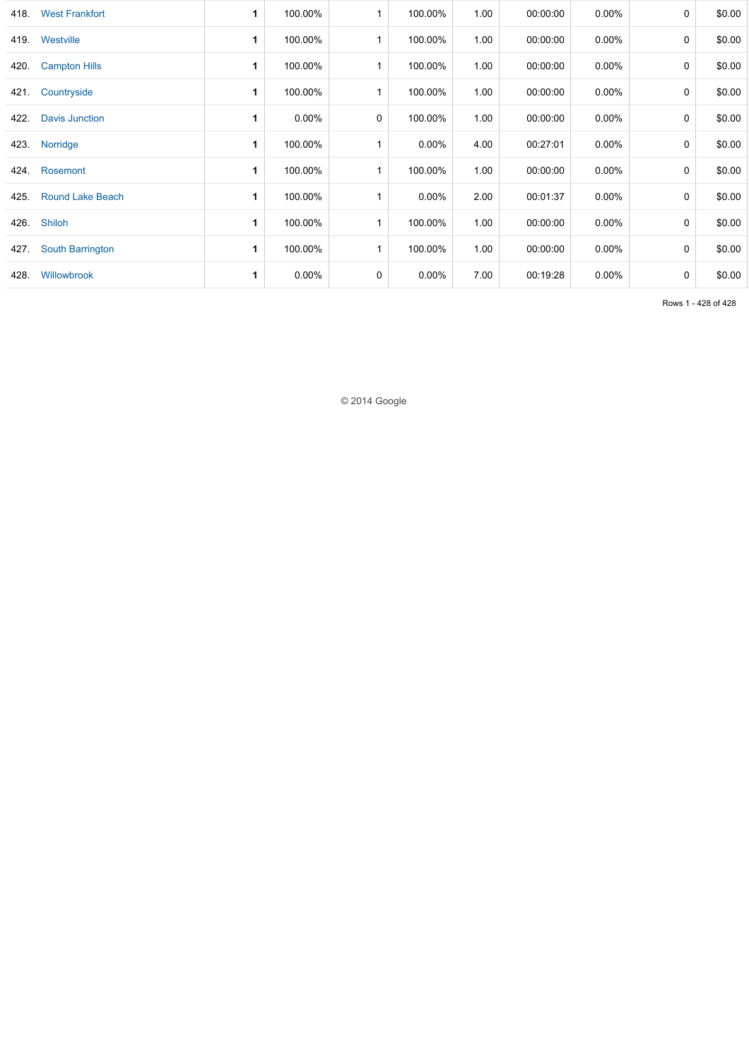| | | | | | | | | | | |
|---|---|---|---|---|---|---|---|---|---|---|
| 418. | West Frankfort | 1 | 100.00% | 1 | 100.00% | 1.00 | 00:00:00 | 0.00% | 0 | $0.00 |
| 419. | Westville | 1 | 100.00% | 1 | 100.00% | 1.00 | 00:00:00 | 0.00% | 0 | $0.00 |
| 420. | Campton Hills | 1 | 100.00% | 1 | 100.00% | 1.00 | 00:00:00 | 0.00% | 0 | $0.00 |
| 421. | Countryside | 1 | 100.00% | 1 | 100.00% | 1.00 | 00:00:00 | 0.00% | 0 | $0.00 |
| 422. | Davis Junction | 1 | 0.00% | 0 | 100.00% | 1.00 | 00:00:00 | 0.00% | 0 | $0.00 |
| 423. | Norridge | 1 | 100.00% | 1 | 0.00% | 4.00 | 00:27:01 | 0.00% | 0 | $0.00 |
| 424. | Rosemont | 1 | 100.00% | 1 | 100.00% | 1.00 | 00:00:00 | 0.00% | 0 | $0.00 |
| 425. | Round Lake Beach | 1 | 100.00% | 1 | 0.00% | 2.00 | 00:01:37 | 0.00% | 0 | $0.00 |
| 426. | Shiloh | 1 | 100.00% | 1 | 100.00% | 1.00 | 00:00:00 | 0.00% | 0 | $0.00 |
| 427. | South Barrington | 1 | 100.00% | 1 | 100.00% | 1.00 | 00:00:00 | 0.00% | 0 | $0.00 |
| 428. | Willowbrook | 1 | 0.00% | 0 | 0.00% | 7.00 | 00:19:28 | 0.00% | 0 | $0.00 |

Rows 1 - 428 of 428

© 2014 Google